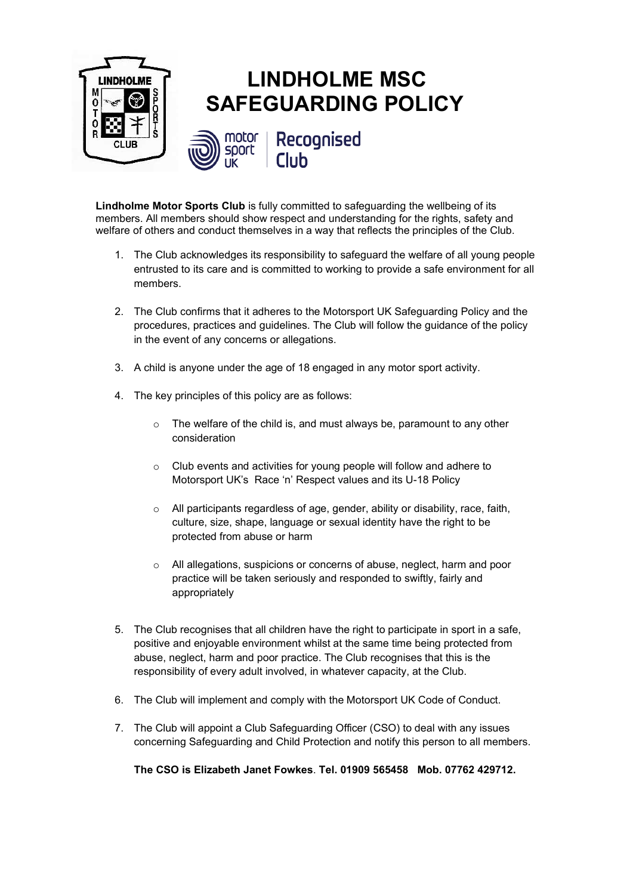# LINDHOLME MSC SAFEGUARDING POLICY

**Lindholme Motor Sports Club** is fully committed to safeguarding the wellbeing of its members. All members should show respect and understanding for the rights, safety and welfare of others and conduct themselves in a way that reflects the principles of the Club.

1. The Club acknowledges its responsibility to safeguard the welfare of all young people entrusted to its care and is committed to working to provide a safe environment for all members.

2. The Club confirms that it adheres to the Motorsport UK Safeguarding Policy and the procedures, practices and guidelines. The Club will follow the guidance of the policy in the event of any concerns or allegations.

3. A child is anyone under the age of 18 engaged in any motor sport activity.

4. The key principles of this policy are as follows:

    - The welfare of the child is, and must always be, paramount to any other consideration

    - Club events and activities for young people will follow and adhere to Motorsport UK's Race 'n' Respect values and its U-18 Policy

    - All participants regardless of age, gender, ability or disability, race, faith, culture, size, shape, language or sexual identity have the right to be protected from abuse or harm

    - All allegations, suspicions or concerns of abuse, neglect, harm and poor practice will be taken seriously and responded to swiftly, fairly and appropriately

5. The Club recognises that all children have the right to participate in sport in a safe, positive and enjoyable environment whilst at the same time being protected from abuse, neglect, harm and poor practice. The Club recognises that this is the responsibility of every adult involved, in whatever capacity, at the Club.

6. The Club will implement and comply with the Motorsport UK Code of Conduct.

7. The Club will appoint a Club Safeguarding Officer (CSO) to deal with any issues concerning Safeguarding and Child Protection and notify this person to all members.

    **The CSO is Elizabeth Janet Fowkes**. **Tel. 01909 565458 Mob. 07762 429712.**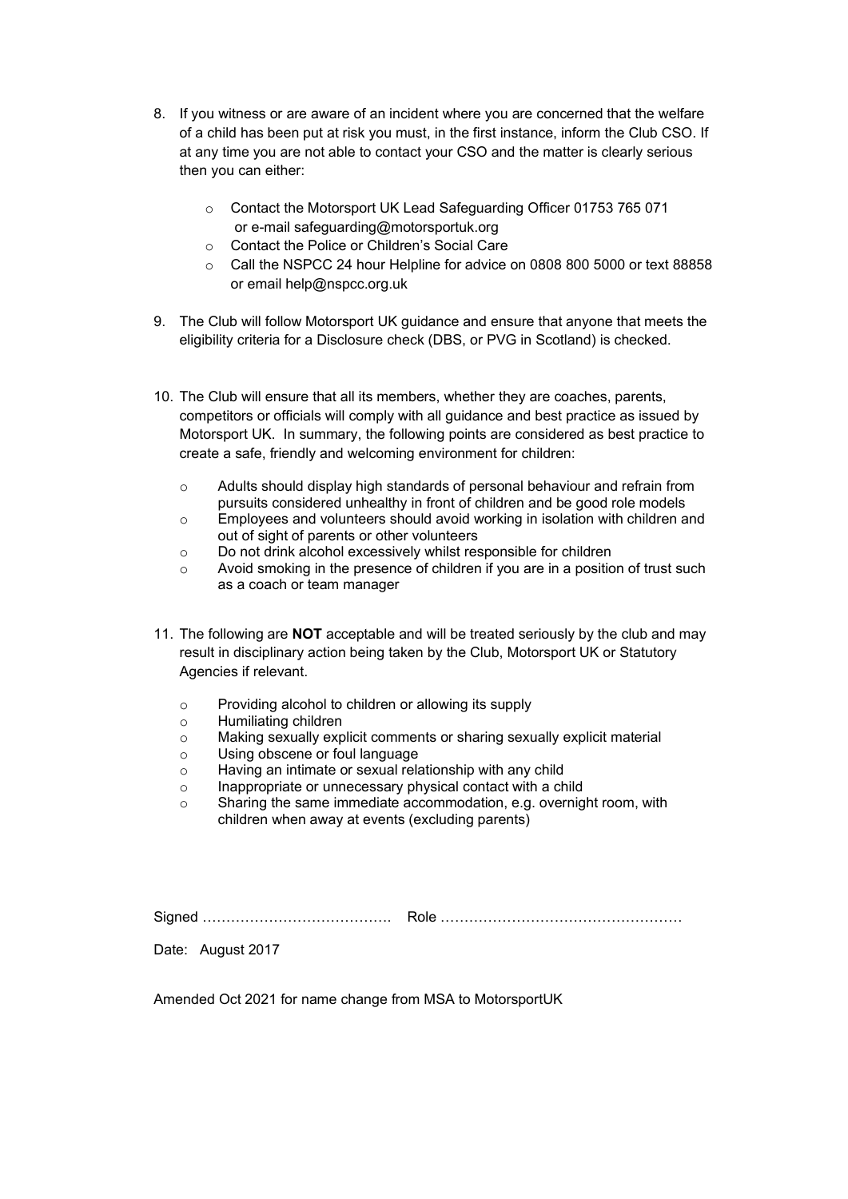8. If you witness or are aware of an incident where you are concerned that the welfare of a child has been put at risk you must, in the first instance, inform the Club CSO. If at any time you are not able to contact your CSO and the matter is clearly serious then you can either:

   - Contact the Motorsport UK Lead Safeguarding Officer 01753 765 071 or e-mail safeguarding@motorsportuk.org
   - Contact the Police or Children's Social Care
   - Call the NSPCC 24 hour Helpline for advice on 0808 800 5000 or text 88858 or email help@nspcc.org.uk

9. The Club will follow Motorsport UK guidance and ensure that anyone that meets the eligibility criteria for a Disclosure check (DBS, or PVG in Scotland) is checked.

10. The Club will ensure that all its members, whether they are coaches, parents, competitors or officials will comply with all guidance and best practice as issued by Motorsport UK. In summary, the following points are considered as best practice to create a safe, friendly and welcoming environment for children:

    - Adults should display high standards of personal behaviour and refrain from pursuits considered unhealthy in front of children and be good role models
    - Employees and volunteers should avoid working in isolation with children and out of sight of parents or other volunteers
    - Do not drink alcohol excessively whilst responsible for children
    - Avoid smoking in the presence of children if you are in a position of trust such as a coach or team manager

11. The following are **NOT** acceptable and will be treated seriously by the club and may result in disciplinary action being taken by the Club, Motorsport UK or Statutory Agencies if relevant.

    - Providing alcohol to children or allowing its supply
    - Humiliating children
    - Making sexually explicit comments or sharing sexually explicit material
    - Using obscene or foul language
    - Having an intimate or sexual relationship with any child
    - Inappropriate or unnecessary physical contact with a child
    - Sharing the same immediate accommodation, e.g. overnight room, with children when away at events (excluding parents)

Signed …………………………………. Role ……………………………………………

Date: August 2017

Amended Oct 2021 for name change from MSA to MotorsportUK